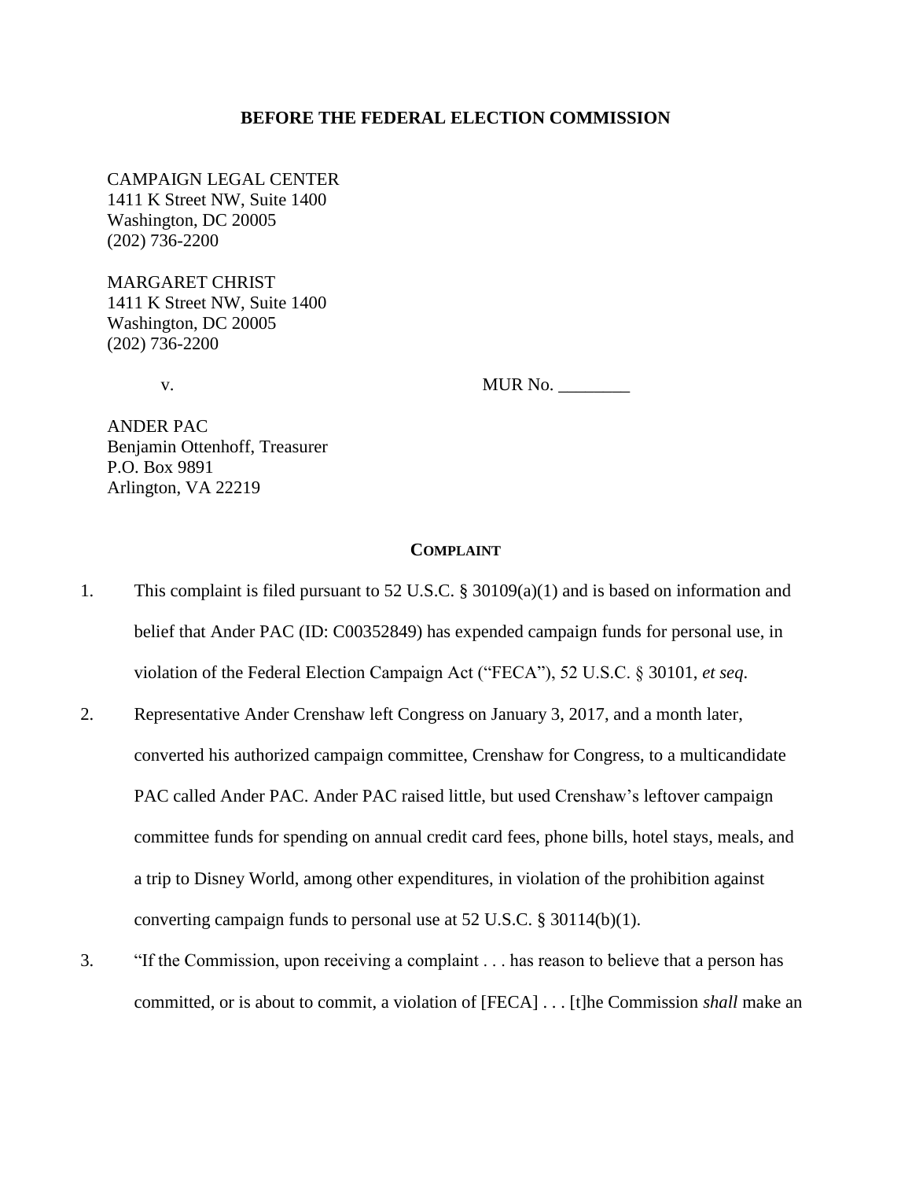**BEFORE THE FEDERAL ELECTION COMMISSION**

CAMPAIGN LEGAL CENTER
1411 K Street NW, Suite 1400
Washington, DC 20005
(202) 736-2200

MARGARET CHRIST
1411 K Street NW, Suite 1400
Washington, DC 20005
(202) 736-2200

v. MUR No. ________

ANDER PAC
Benjamin Ottenhoff, Treasurer
P.O. Box 9891
Arlington, VA 22219

## COMPLAINT

1. This complaint is filed pursuant to 52 U.S.C. § 30109(a)(1) and is based on information and belief that Ander PAC (ID: C00352849) has expended campaign funds for personal use, in violation of the Federal Election Campaign Act ("FECA"), 52 U.S.C. § 30101, *et seq*.

2. Representative Ander Crenshaw left Congress on January 3, 2017, and a month later, converted his authorized campaign committee, Crenshaw for Congress, to a multicandidate PAC called Ander PAC. Ander PAC raised little, but used Crenshaw's leftover campaign committee funds for spending on annual credit card fees, phone bills, hotel stays, meals, and a trip to Disney World, among other expenditures, in violation of the prohibition against converting campaign funds to personal use at 52 U.S.C. § 30114(b)(1).

3. "If the Commission, upon receiving a complaint . . . has reason to believe that a person has committed, or is about to commit, a violation of [FECA] . . . [t]he Commission *shall* make an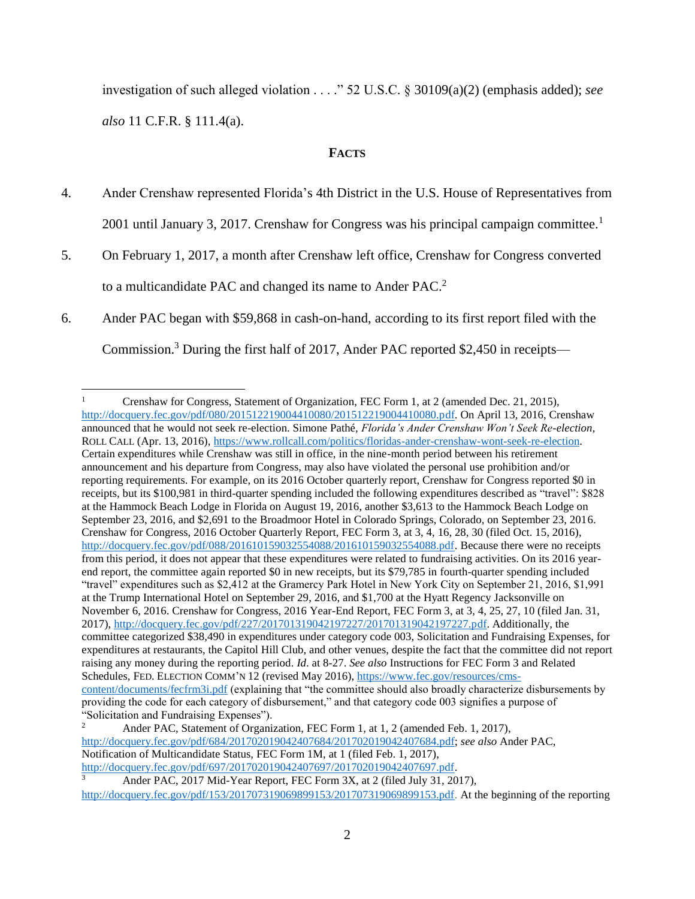investigation of such alleged violation . . . ." 52 U.S.C. § 30109(a)(2) (emphasis added); *see also* 11 C.F.R. § 111.4(a).

**FACTS**

4. Ander Crenshaw represented Florida's 4th District in the U.S. House of Representatives from 2001 until January 3, 2017. Crenshaw for Congress was his principal campaign committee.[1]

5. On February 1, 2017, a month after Crenshaw left office, Crenshaw for Congress converted to a multicandidate PAC and changed its name to Ander PAC.[2]

6. Ander PAC began with $59,868 in cash-on-hand, according to its first report filed with the Commission.[3] During the first half of 2017, Ander PAC reported $2,450 in receipts—

---

[1] Crenshaw for Congress, Statement of Organization, FEC Form 1, at 2 (amended Dec. 21, 2015), http://docquery.fec.gov/pdf/080/201512219004410080/201512219004410080.pdf. On April 13, 2016, Crenshaw announced that he would not seek re-election. Simone Pathé, *Florida's Ander Crenshaw Won't Seek Re-election*, ROLL CALL (Apr. 13, 2016), https://www.rollcall.com/politics/floridas-ander-crenshaw-wont-seek-re-election. Certain expenditures while Crenshaw was still in office, in the nine-month period between his retirement announcement and his departure from Congress, may also have violated the personal use prohibition and/or reporting requirements. For example, on its 2016 October quarterly report, Crenshaw for Congress reported $0 in receipts, but its $100,981 in third-quarter spending included the following expenditures described as "travel": $828 at the Hammock Beach Lodge in Florida on August 19, 2016, another $3,613 to the Hammock Beach Lodge on September 23, 2016, and $2,691 to the Broadmoor Hotel in Colorado Springs, Colorado, on September 23, 2016. Crenshaw for Congress, 2016 October Quarterly Report, FEC Form 3, at 3, 4, 16, 28, 30 (filed Oct. 15, 2016), http://docquery.fec.gov/pdf/088/201610159032554088/201610159032554088.pdf. Because there were no receipts from this period, it does not appear that these expenditures were related to fundraising activities. On its 2016 year-end report, the committee again reported $0 in new receipts, but its $79,785 in fourth-quarter spending included "travel" expenditures such as $2,412 at the Gramercy Park Hotel in New York City on September 21, 2016, $1,991 at the Trump International Hotel on September 29, 2016, and $1,700 at the Hyatt Regency Jacksonville on November 6, 2016. Crenshaw for Congress, 2016 Year-End Report, FEC Form 3, at 3, 4, 25, 27, 10 (filed Jan. 31, 2017), http://docquery.fec.gov/pdf/227/201701319042197227/201701319042197227.pdf. Additionally, the committee categorized $38,490 in expenditures under category code 003, Solicitation and Fundraising Expenses, for expenditures at restaurants, the Capitol Hill Club, and other venues, despite the fact that the committee did not report raising any money during the reporting period. *Id*. at 8-27. *See also* Instructions for FEC Form 3 and Related Schedules, FED. ELECTION COMM'N 12 (revised May 2016), https://www.fec.gov/resources/cms-content/documents/fecfrm3i.pdf (explaining that "the committee should also broadly characterize disbursements by providing the code for each category of disbursement," and that category code 003 signifies a purpose of "Solicitation and Fundraising Expenses").

[2] Ander PAC, Statement of Organization, FEC Form 1, at 1, 2 (amended Feb. 1, 2017), http://docquery.fec.gov/pdf/684/201702019042407684/201702019042407684.pdf; *see also* Ander PAC, Notification of Multicandidate Status, FEC Form 1M, at 1 (filed Feb. 1, 2017), http://docquery.fec.gov/pdf/697/201702019042407697/201702019042407697.pdf.

[3] Ander PAC, 2017 Mid-Year Report, FEC Form 3X, at 2 (filed July 31, 2017), http://docquery.fec.gov/pdf/153/201707319069899153/201707319069899153.pdf. At the beginning of the reporting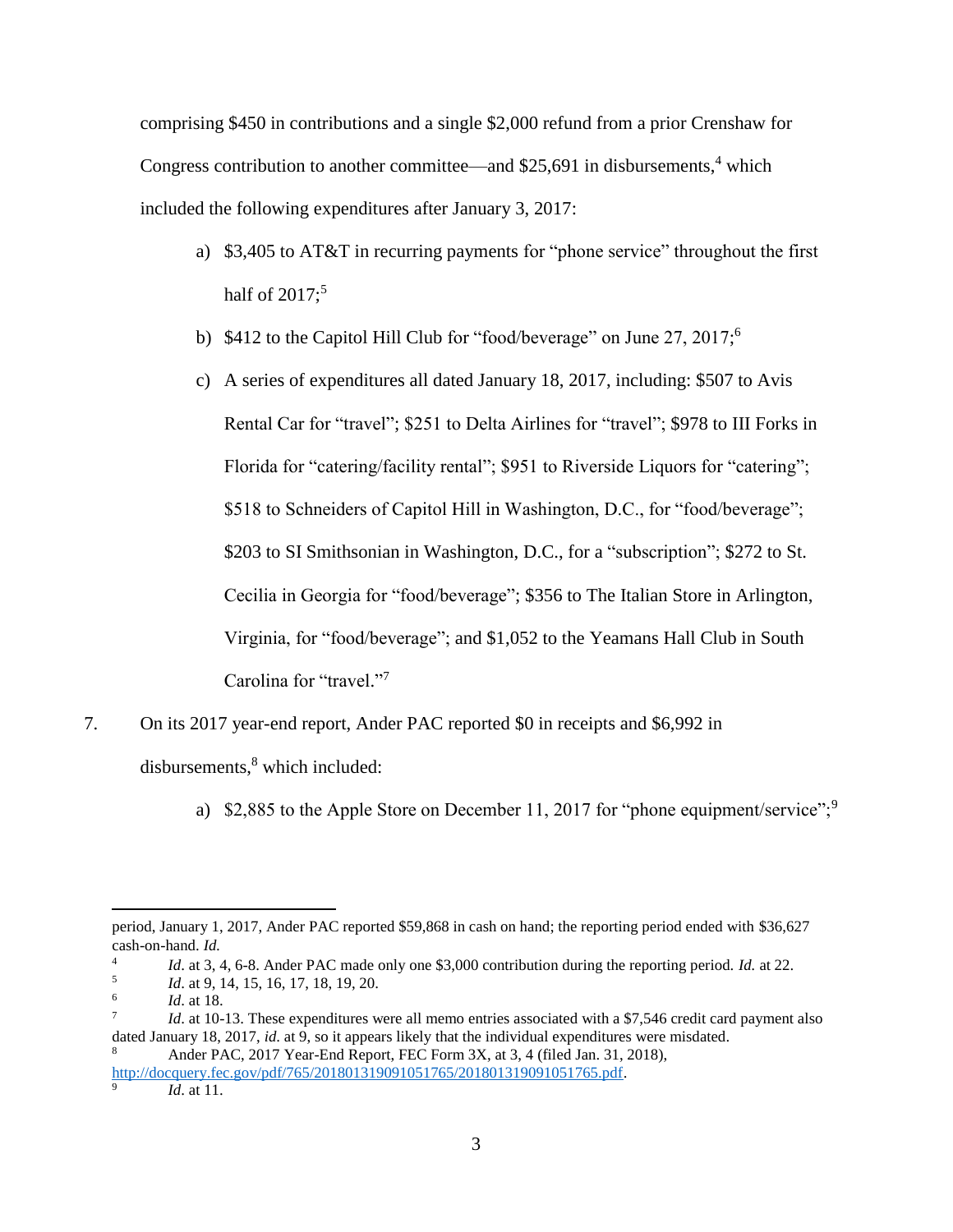comprising $450 in contributions and a single $2,000 refund from a prior Crenshaw for Congress contribution to another committee—and $25,691 in disbursements,[4] which included the following expenditures after January 3, 2017:

a) $3,405 to AT&T in recurring payments for "phone service" throughout the first half of 2017;[5]

b) $412 to the Capitol Hill Club for "food/beverage" on June 27, 2017;[6]

c) A series of expenditures all dated January 18, 2017, including: $507 to Avis Rental Car for "travel"; $251 to Delta Airlines for "travel"; $978 to III Forks in Florida for "catering/facility rental"; $951 to Riverside Liquors for "catering"; $518 to Schneiders of Capitol Hill in Washington, D.C., for "food/beverage"; $203 to SI Smithsonian in Washington, D.C., for a "subscription"; $272 to St. Cecilia in Georgia for "food/beverage"; $356 to The Italian Store in Arlington, Virginia, for "food/beverage"; and $1,052 to the Yeamans Hall Club in South Carolina for "travel."[7]

7. On its 2017 year-end report, Ander PAC reported $0 in receipts and $6,992 in disbursements,[8] which included:

a) $2,885 to the Apple Store on December 11, 2017 for "phone equipment/service";[9]

---

period, January 1, 2017, Ander PAC reported $59,868 in cash on hand; the reporting period ended with $36,627 cash-on-hand. *Id.*

[4] *Id*. at 3, 4, 6-8. Ander PAC made only one $3,000 contribution during the reporting period. *Id.* at 22.

[5] *Id*. at 9, 14, 15, 16, 17, 18, 19, 20.

[6] *Id*. at 18.

[7] *Id*. at 10-13. These expenditures were all memo entries associated with a $7,546 credit card payment also dated January 18, 2017, *id*. at 9, so it appears likely that the individual expenditures were misdated.

[8] Ander PAC, 2017 Year-End Report, FEC Form 3X, at 3, 4 (filed Jan. 31, 2018), http://docquery.fec.gov/pdf/765/201801319091051765/201801319091051765.pdf.

[9] *Id*. at 11.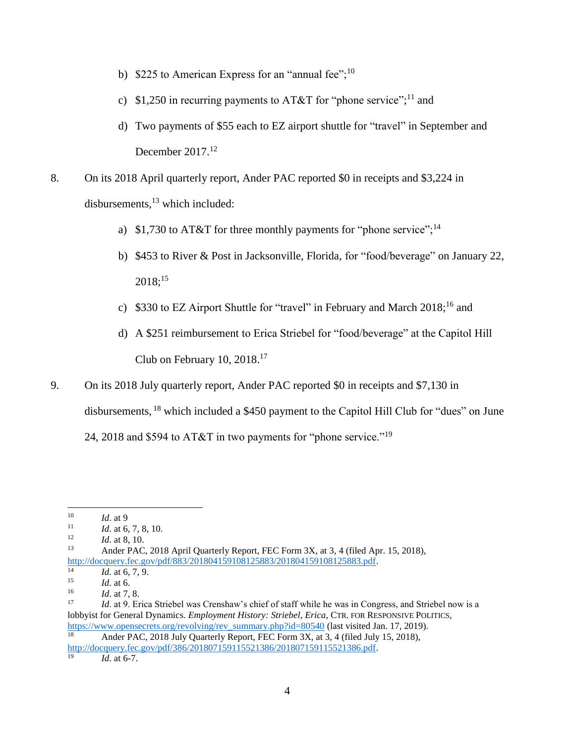b) $225 to American Express for an "annual fee";[10]

c) $1,250 in recurring payments to AT&T for "phone service";[11] and

d) Two payments of $55 each to EZ airport shuttle for "travel" in September and December 2017.[12]

8. On its 2018 April quarterly report, Ander PAC reported $0 in receipts and $3,224 in disbursements,[13] which included:

a) $1,730 to AT&T for three monthly payments for "phone service";[14]

b) $453 to River & Post in Jacksonville, Florida, for "food/beverage" on January 22, 2018;[15]

c) $330 to EZ Airport Shuttle for "travel" in February and March 2018;[16] and

d) A $251 reimbursement to Erica Striebel for "food/beverage" at the Capitol Hill Club on February 10, 2018.[17]

9. On its 2018 July quarterly report, Ander PAC reported $0 in receipts and $7,130 in disbursements,[18] which included a $450 payment to the Capitol Hill Club for "dues" on June 24, 2018 and $594 to AT&T in two payments for "phone service."[19]

---

[10] *Id*. at 9

[11] *Id*. at 6, 7, 8, 10.

[12] *Id*. at 8, 10.

[13] Ander PAC, 2018 April Quarterly Report, FEC Form 3X, at 3, 4 (filed Apr. 15, 2018), http://docquery.fec.gov/pdf/883/201804159108125883/201804159108125883.pdf.

[14] *Id*. at 6, 7, 9.

[15] *Id*. at 6.

[16] *Id*. at 7, 8.

[17] *Id*. at 9. Erica Striebel was Crenshaw's chief of staff while he was in Congress, and Striebel now is a lobbyist for General Dynamics. *Employment History: Striebel, Erica*, CTR. FOR RESPONSIVE POLITICS, https://www.opensecrets.org/revolving/rev_summary.php?id=80540 (last visited Jan. 17, 2019).

[18] Ander PAC, 2018 July Quarterly Report, FEC Form 3X, at 3, 4 (filed July 15, 2018), http://docquery.fec.gov/pdf/386/201807159115521386/201807159115521386.pdf.

[19] *Id*. at 6-7.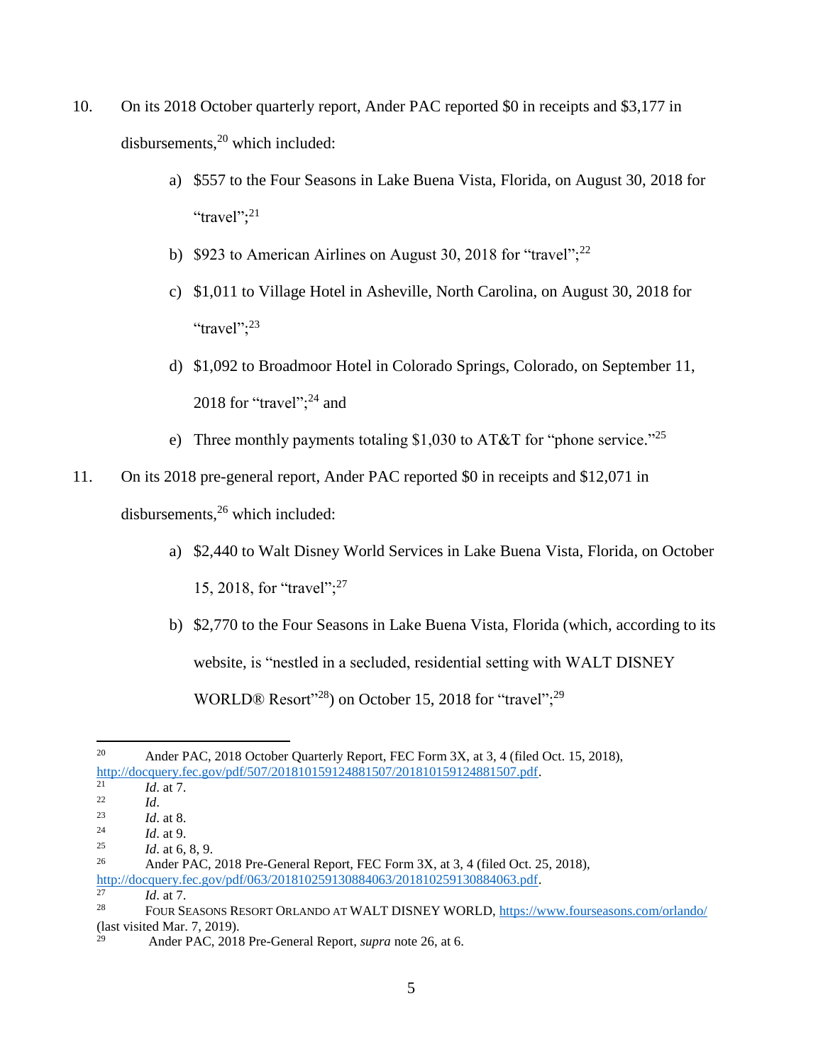10. On its 2018 October quarterly report, Ander PAC reported $0 in receipts and $3,177 in disbursements,[20] which included:

    a) $557 to the Four Seasons in Lake Buena Vista, Florida, on August 30, 2018 for "travel";[21]

    b) $923 to American Airlines on August 30, 2018 for "travel";[22]

    c) $1,011 to Village Hotel in Asheville, North Carolina, on August 30, 2018 for "travel";[23]

    d) $1,092 to Broadmoor Hotel in Colorado Springs, Colorado, on September 11, 2018 for "travel";[24] and

    e) Three monthly payments totaling $1,030 to AT&T for "phone service."[25]

11. On its 2018 pre-general report, Ander PAC reported $0 in receipts and $12,071 in disbursements,[26] which included:

    a) $2,440 to Walt Disney World Services in Lake Buena Vista, Florida, on October 15, 2018, for "travel";[27]

    b) $2,770 to the Four Seasons in Lake Buena Vista, Florida (which, according to its website, is "nestled in a secluded, residential setting with WALT DISNEY WORLD® Resort"[28]) on October 15, 2018 for "travel";[29]

---

[20] Ander PAC, 2018 October Quarterly Report, FEC Form 3X, at 3, 4 (filed Oct. 15, 2018), http://docquery.fec.gov/pdf/507/201810159124881507/201810159124881507.pdf.

[21] *Id*. at 7.

[22] *Id*.

[23] *Id*. at 8.

[24] *Id*. at 9.

[25] *Id*. at 6, 8, 9.

[26] Ander PAC, 2018 Pre-General Report, FEC Form 3X, at 3, 4 (filed Oct. 25, 2018), http://docquery.fec.gov/pdf/063/201810259130884063/201810259130884063.pdf.

[27] *Id*. at 7.

[28] FOUR SEASONS RESORT ORLANDO AT WALT DISNEY WORLD, https://www.fourseasons.com/orlando/ (last visited Mar. 7, 2019).

[29] Ander PAC, 2018 Pre-General Report, *supra* note 26, at 6.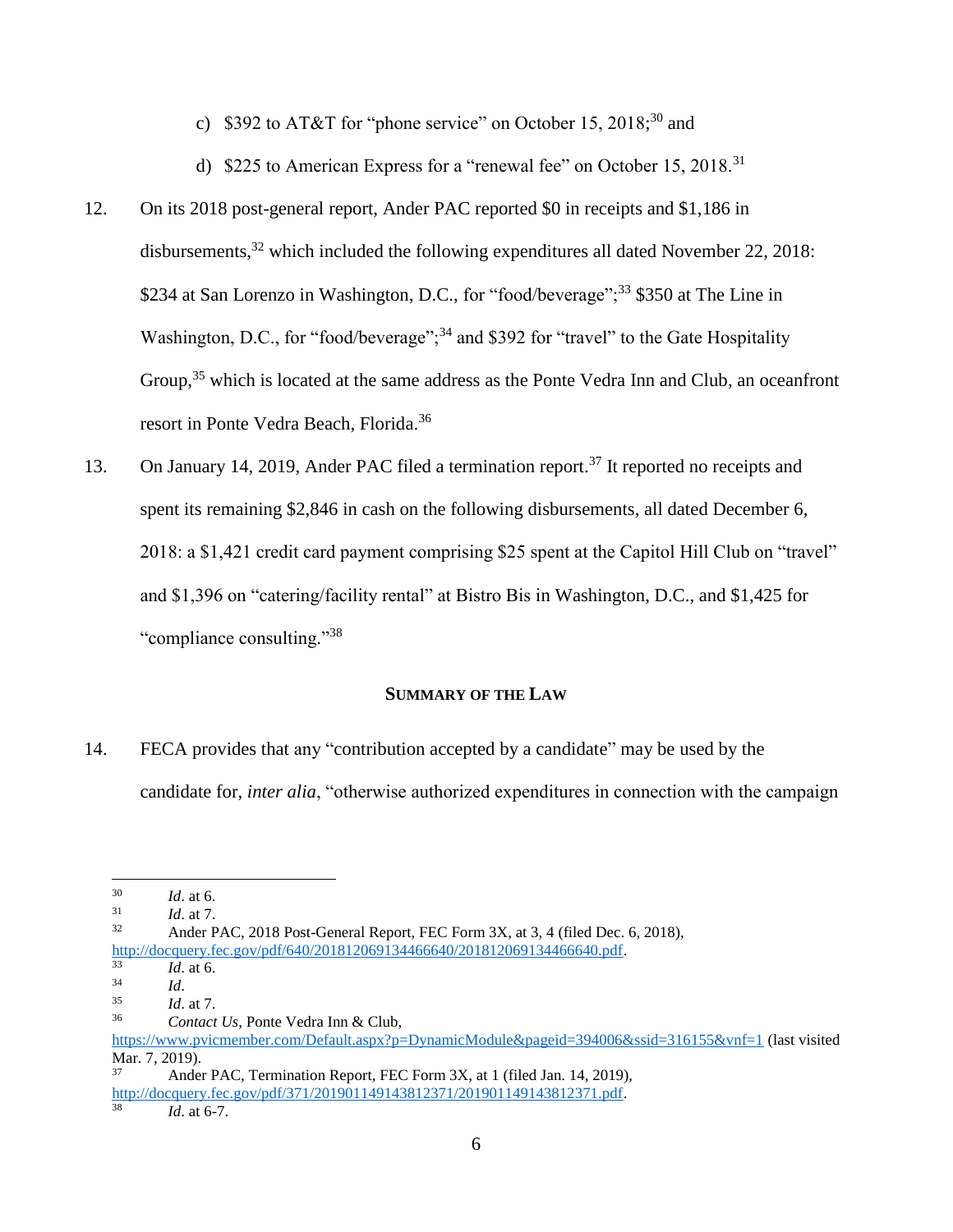c) $392 to AT&T for "phone service" on October 15, 2018;[30] and

d) $225 to American Express for a "renewal fee" on October 15, 2018.[31]

12. On its 2018 post-general report, Ander PAC reported $0 in receipts and $1,186 in disbursements,[32] which included the following expenditures all dated November 22, 2018: $234 at San Lorenzo in Washington, D.C., for "food/beverage";[33] $350 at The Line in Washington, D.C., for "food/beverage";[34] and $392 for "travel" to the Gate Hospitality Group,[35] which is located at the same address as the Ponte Vedra Inn and Club, an oceanfront resort in Ponte Vedra Beach, Florida.[36]

13. On January 14, 2019, Ander PAC filed a termination report.[37] It reported no receipts and spent its remaining $2,846 in cash on the following disbursements, all dated December 6, 2018: a $1,421 credit card payment comprising $25 spent at the Capitol Hill Club on "travel" and $1,396 on "catering/facility rental" at Bistro Bis in Washington, D.C., and $1,425 for "compliance consulting."[38]

## SUMMARY OF THE LAW

14. FECA provides that any "contribution accepted by a candidate" may be used by the candidate for, *inter alia*, "otherwise authorized expenditures in connection with the campaign

---

[30] *Id*. at 6.

[31] *Id*. at 7.

[32] Ander PAC, 2018 Post-General Report, FEC Form 3X, at 3, 4 (filed Dec. 6, 2018), http://docquery.fec.gov/pdf/640/201812069134466640/201812069134466640.pdf.

[33] *Id*. at 6.

[34] *Id*.

[35] *Id*. at 7.

[36] *Contact Us*, Ponte Vedra Inn & Club, https://www.pvicmember.com/Default.aspx?p=DynamicModule&pageid=394006&ssid=316155&vnf=1 (last visited Mar. 7, 2019).

[37] Ander PAC, Termination Report, FEC Form 3X, at 1 (filed Jan. 14, 2019), http://docquery.fec.gov/pdf/371/201901149143812371/201901149143812371.pdf.

[38] *Id*. at 6-7.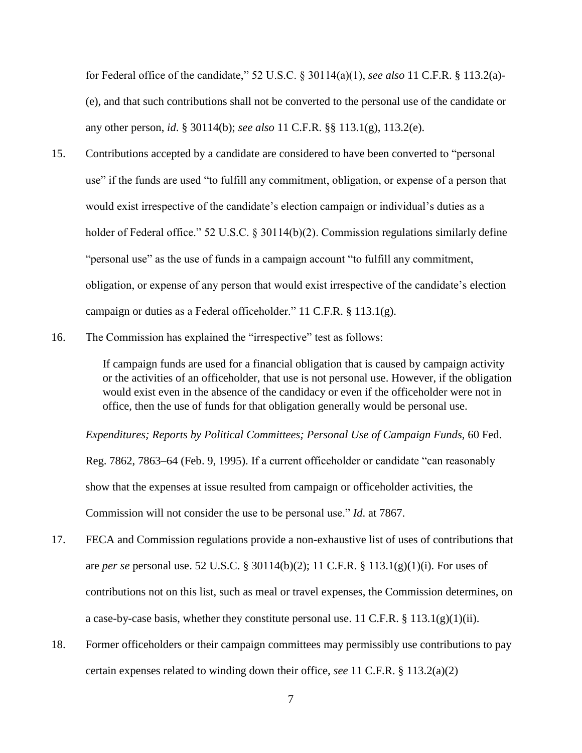for Federal office of the candidate," 52 U.S.C. § 30114(a)(1), *see also* 11 C.F.R. § 113.2(a)-(e), and that such contributions shall not be converted to the personal use of the candidate or any other person, *id*. § 30114(b); *see also* 11 C.F.R. §§ 113.1(g), 113.2(e).

15. Contributions accepted by a candidate are considered to have been converted to "personal use" if the funds are used "to fulfill any commitment, obligation, or expense of a person that would exist irrespective of the candidate's election campaign or individual's duties as a holder of Federal office." 52 U.S.C. § 30114(b)(2). Commission regulations similarly define "personal use" as the use of funds in a campaign account "to fulfill any commitment, obligation, or expense of any person that would exist irrespective of the candidate's election campaign or duties as a Federal officeholder." 11 C.F.R. § 113.1(g).

16. The Commission has explained the "irrespective" test as follows:

> If campaign funds are used for a financial obligation that is caused by campaign activity or the activities of an officeholder, that use is not personal use. However, if the obligation would exist even in the absence of the candidacy or even if the officeholder were not in office, then the use of funds for that obligation generally would be personal use.

*Expenditures; Reports by Political Committees; Personal Use of Campaign Funds*, 60 Fed. Reg. 7862, 7863–64 (Feb. 9, 1995). If a current officeholder or candidate "can reasonably show that the expenses at issue resulted from campaign or officeholder activities, the Commission will not consider the use to be personal use." *Id*. at 7867.

17. FECA and Commission regulations provide a non-exhaustive list of uses of contributions that are *per se* personal use. 52 U.S.C. § 30114(b)(2); 11 C.F.R. § 113.1(g)(1)(i). For uses of contributions not on this list, such as meal or travel expenses, the Commission determines, on a case-by-case basis, whether they constitute personal use. 11 C.F.R. § 113.1(g)(1)(ii).

18. Former officeholders or their campaign committees may permissibly use contributions to pay certain expenses related to winding down their office, *see* 11 C.F.R. § 113.2(a)(2)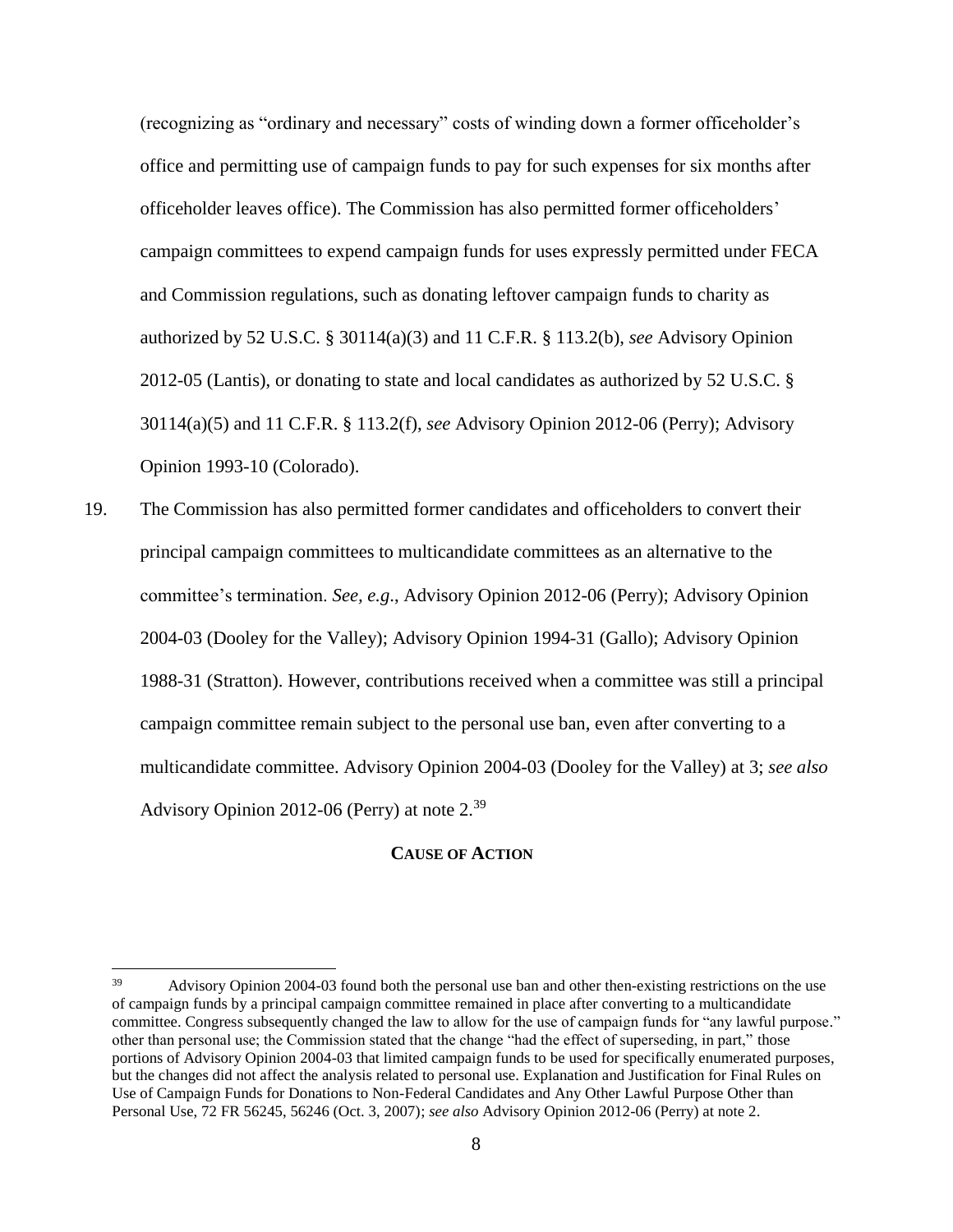(recognizing as "ordinary and necessary" costs of winding down a former officeholder's office and permitting use of campaign funds to pay for such expenses for six months after officeholder leaves office). The Commission has also permitted former officeholders' campaign committees to expend campaign funds for uses expressly permitted under FECA and Commission regulations, such as donating leftover campaign funds to charity as authorized by 52 U.S.C. § 30114(a)(3) and 11 C.F.R. § 113.2(b), *see* Advisory Opinion 2012-05 (Lantis), or donating to state and local candidates as authorized by 52 U.S.C. § 30114(a)(5) and 11 C.F.R. § 113.2(f), *see* Advisory Opinion 2012-06 (Perry); Advisory Opinion 1993-10 (Colorado).

19. The Commission has also permitted former candidates and officeholders to convert their principal campaign committees to multicandidate committees as an alternative to the committee's termination. *See, e.g.*, Advisory Opinion 2012-06 (Perry); Advisory Opinion 2004-03 (Dooley for the Valley); Advisory Opinion 1994-31 (Gallo); Advisory Opinion 1988-31 (Stratton). However, contributions received when a committee was still a principal campaign committee remain subject to the personal use ban, even after converting to a multicandidate committee. Advisory Opinion 2004-03 (Dooley for the Valley) at 3; *see also* Advisory Opinion 2012-06 (Perry) at note 2.[39]

**CAUSE OF ACTION**

---

[39] Advisory Opinion 2004-03 found both the personal use ban and other then-existing restrictions on the use of campaign funds by a principal campaign committee remained in place after converting to a multicandidate committee. Congress subsequently changed the law to allow for the use of campaign funds for "any lawful purpose." other than personal use; the Commission stated that the change "had the effect of superseding, in part," those portions of Advisory Opinion 2004-03 that limited campaign funds to be used for specifically enumerated purposes, but the changes did not affect the analysis related to personal use. Explanation and Justification for Final Rules on Use of Campaign Funds for Donations to Non-Federal Candidates and Any Other Lawful Purpose Other than Personal Use, 72 FR 56245, 56246 (Oct. 3, 2007); *see also* Advisory Opinion 2012-06 (Perry) at note 2.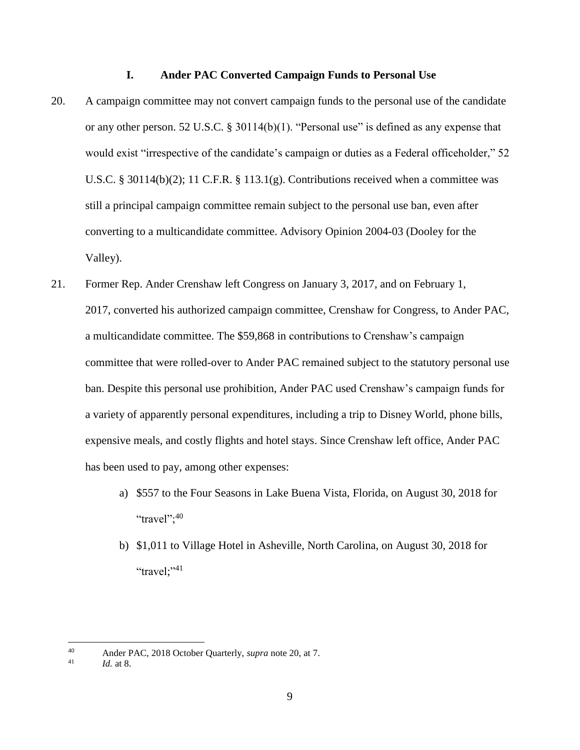## I. Ander PAC Converted Campaign Funds to Personal Use

20. A campaign committee may not convert campaign funds to the personal use of the candidate or any other person. 52 U.S.C. § 30114(b)(1). "Personal use" is defined as any expense that would exist "irrespective of the candidate's campaign or duties as a Federal officeholder," 52 U.S.C. § 30114(b)(2); 11 C.F.R. § 113.1(g). Contributions received when a committee was still a principal campaign committee remain subject to the personal use ban, even after converting to a multicandidate committee. Advisory Opinion 2004-03 (Dooley for the Valley).

21. Former Rep. Ander Crenshaw left Congress on January 3, 2017, and on February 1, 2017, converted his authorized campaign committee, Crenshaw for Congress, to Ander PAC, a multicandidate committee. The $59,868 in contributions to Crenshaw's campaign committee that were rolled-over to Ander PAC remained subject to the statutory personal use ban. Despite this personal use prohibition, Ander PAC used Crenshaw's campaign funds for a variety of apparently personal expenditures, including a trip to Disney World, phone bills, expensive meals, and costly flights and hotel stays. Since Crenshaw left office, Ander PAC has been used to pay, among other expenses:

    a) $557 to the Four Seasons in Lake Buena Vista, Florida, on August 30, 2018 for "travel";[40]

    b) $1,011 to Village Hotel in Asheville, North Carolina, on August 30, 2018 for "travel;"[41]

---

[40] Ander PAC, 2018 October Quarterly, *supra* note 20, at 7.

[41] *Id.* at 8.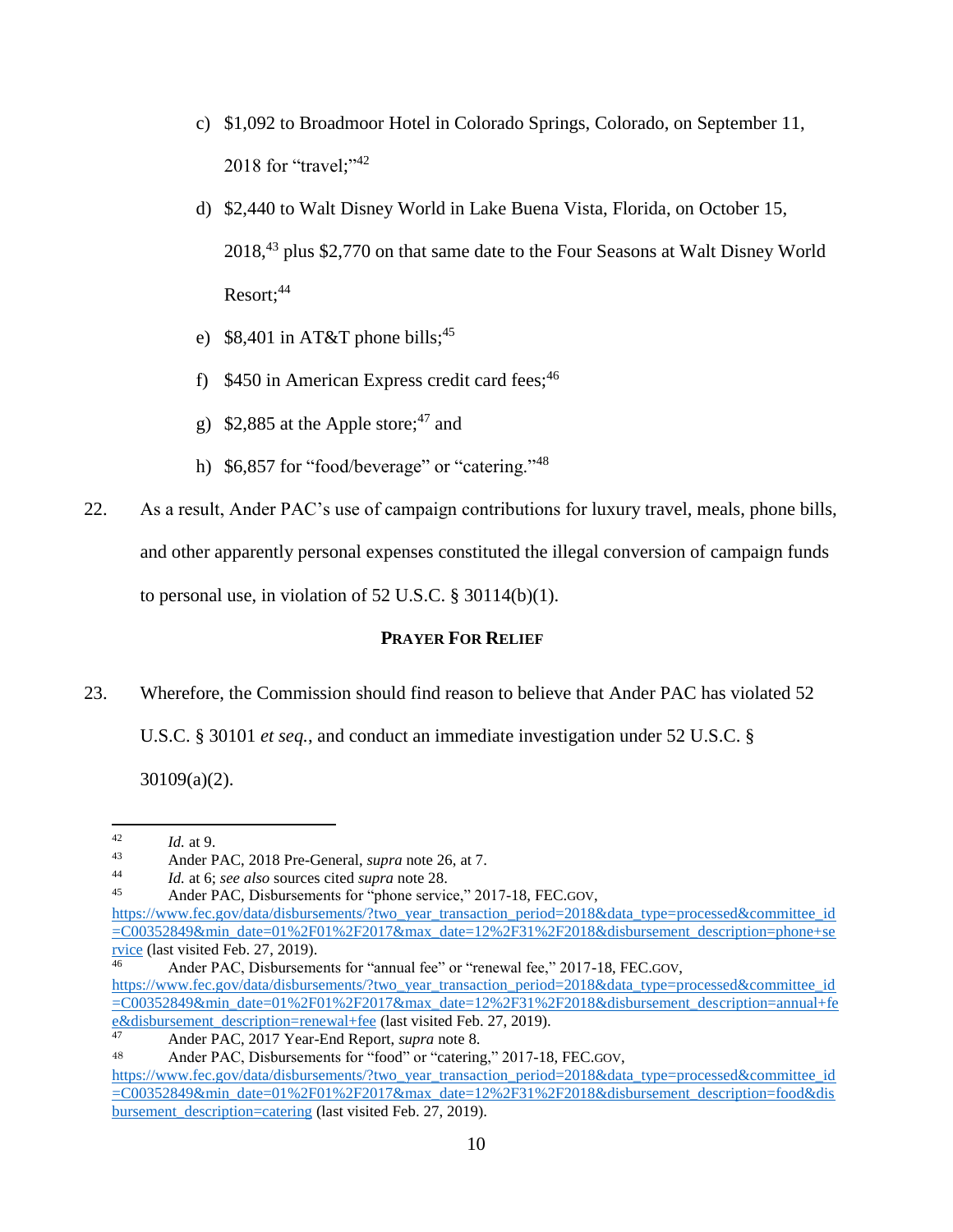c) $1,092 to Broadmoor Hotel in Colorado Springs, Colorado, on September 11, 2018 for "travel;"[42]

d) $2,440 to Walt Disney World in Lake Buena Vista, Florida, on October 15, 2018,[43] plus $2,770 on that same date to the Four Seasons at Walt Disney World Resort;[44]

e) $8,401 in AT&T phone bills;[45]

f) $450 in American Express credit card fees;[46]

g) $2,885 at the Apple store;[47] and

h) $6,857 for "food/beverage" or "catering."[48]

22. As a result, Ander PAC's use of campaign contributions for luxury travel, meals, phone bills, and other apparently personal expenses constituted the illegal conversion of campaign funds to personal use, in violation of 52 U.S.C. § 30114(b)(1).

**PRAYER FOR RELIEF**

23. Wherefore, the Commission should find reason to believe that Ander PAC has violated 52 U.S.C. § 30101 *et seq.*, and conduct an immediate investigation under 52 U.S.C. § 30109(a)(2).

---

[42] *Id.* at 9.

[43] Ander PAC, 2018 Pre-General, *supra* note 26, at 7.

[44] *Id.* at 6; *see also* sources cited *supra* note 28.

[45] Ander PAC, Disbursements for "phone service," 2017-18, FEC.GOV, https://www.fec.gov/data/disbursements/?two_year_transaction_period=2018&data_type=processed&committee_id=C00352849&min_date=01%2F01%2F2017&max_date=12%2F31%2F2018&disbursement_description=phone+service (last visited Feb. 27, 2019).

[46] Ander PAC, Disbursements for "annual fee" or "renewal fee," 2017-18, FEC.GOV, https://www.fec.gov/data/disbursements/?two_year_transaction_period=2018&data_type=processed&committee_id=C00352849&min_date=01%2F01%2F2017&max_date=12%2F31%2F2018&disbursement_description=annual+fee&disbursement_description=renewal+fee (last visited Feb. 27, 2019).

[47] Ander PAC, 2017 Year-End Report, *supra* note 8.

[48] Ander PAC, Disbursements for "food" or "catering," 2017-18, FEC.GOV, https://www.fec.gov/data/disbursements/?two_year_transaction_period=2018&data_type=processed&committee_id=C00352849&min_date=01%2F01%2F2017&max_date=12%2F31%2F2018&disbursement_description=food&disbursement_description=catering (last visited Feb. 27, 2019).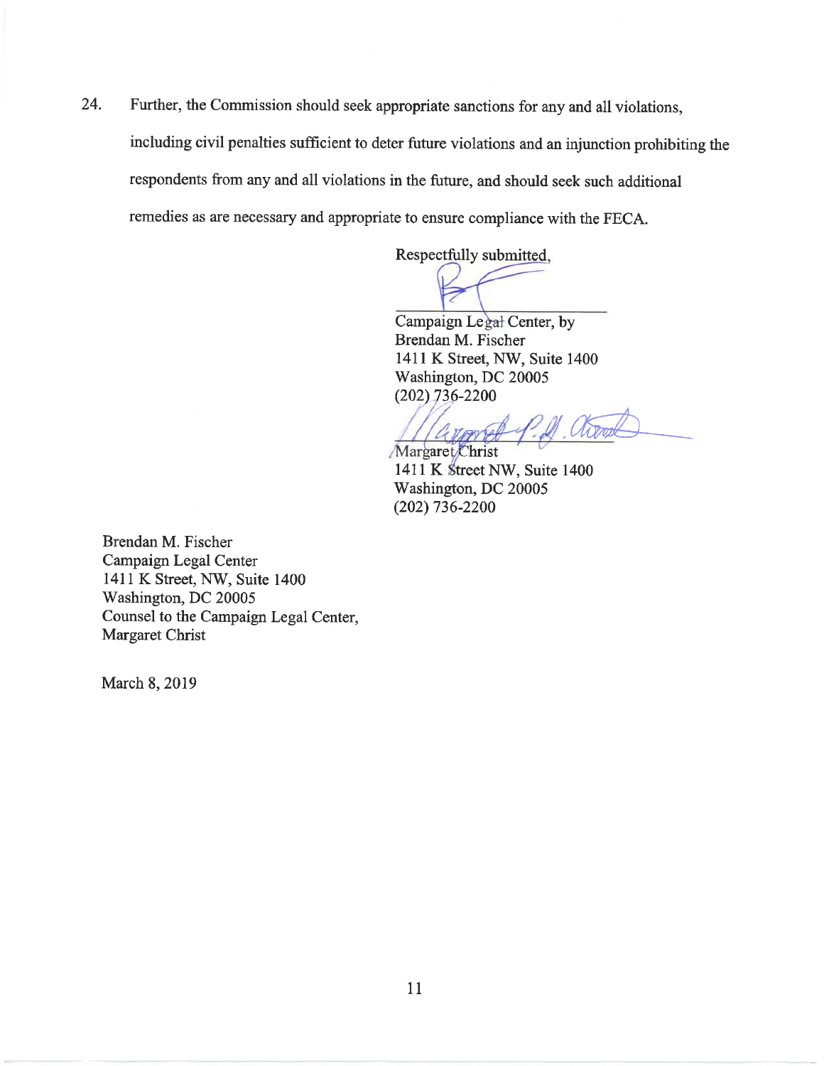24. Further, the Commission should seek appropriate sanctions for any and all violations, including civil penalties sufficient to deter future violations and an injunction prohibiting the respondents from any and all violations in the future, and should seek such additional remedies as are necessary and appropriate to ensure compliance with the FECA.

Respectfully submitted,

Campaign Legal Center, by
Brendan M. Fischer
1411 K Street, NW, Suite 1400
Washington, DC 20005
(202) 736-2200

Margaret Christ
1411 K Street NW, Suite 1400
Washington, DC 20005
(202) 736-2200

Brendan M. Fischer
Campaign Legal Center
1411 K Street, NW, Suite 1400
Washington, DC 20005
Counsel to the Campaign Legal Center,
Margaret Christ

March 8, 2019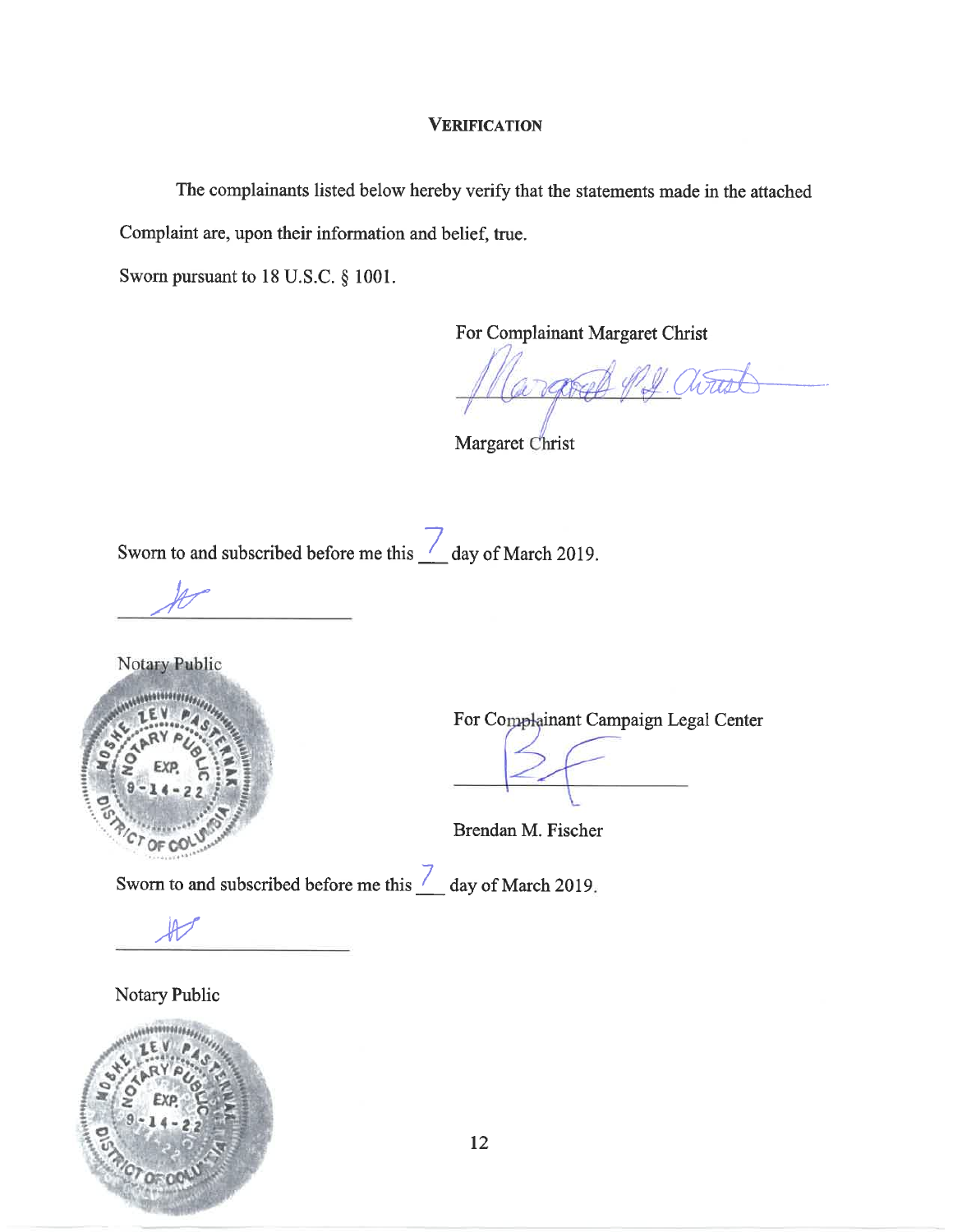**VERIFICATION**

The complainants listed below hereby verify that the statements made in the attached Complaint are, upon their information and belief, true.

Sworn pursuant to 18 U.S.C. § 1001.

For Complainant Margaret Christ

Margaret Christ

Sworn to and subscribed before me this 7 day of March 2019.

Notary Public

MOSHE ZEV PASTERNAK NOTARY PUBLIC EXP. 9-14-22 DISTRICT OF COLUMBIA

For Complainant Campaign Legal Center

Brendan M. Fischer

Sworn to and subscribed before me this 7 day of March 2019.

Notary Public

MOSHE ZEV PASTERNAK NOTARY PUBLIC EXP. 9-14-22 DISTRICT OF COLUMBIA